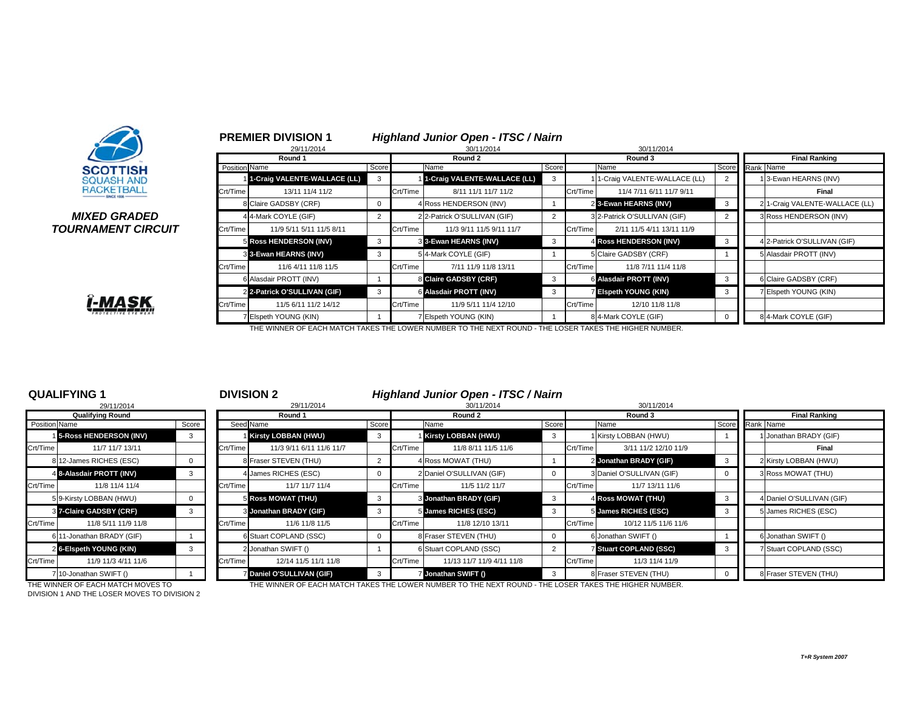SCOTTISH SQUASH AND RACKETBALL

*MIXED GRADED TOURNAMENT CIRCUIT*

## PREMIER DIVISION 1

### *Highland Junior Open - ITSC / Nairn*

| Round 1 (29/11/2014) | | | Round 2 (30/11/2014) | | | Round 3 (30/11/2014) | | | Final Ranking | |
|---|---|---|---|---|---|---|---|---|---|---|
| Position | Name | Score | | Name | Score | | Name | Score | Rank | Name |
| 1 | **1-Craig VALENTE-WALLACE (LL)** | 3 | 1 | **1-Craig VALENTE-WALLACE (LL)** | 3 | 1 | 1-Craig VALENTE-WALLACE (LL) | 2 | 1 | 3-Ewan HEARNS (INV) |
| Crt/Time | 13/11 11/4 11/2 | | Crt/Time | 8/11 11/1 11/7 11/2 | | Crt/Time | 11/4 7/11 6/11 11/7 9/11 | | | **Final** |
| 8 | Claire GADSBY (CRF) | 0 | 4 | Ross HENDERSON (INV) | 1 | 2 | **3-Ewan HEARNS (INV)** | 3 | 2 | 1-Craig VALENTE-WALLACE (LL) |
| 4 | 4-Mark COYLE (GIF) | 2 | 2 | 2-Patrick O'SULLIVAN (GIF) | 2 | 3 | 2-Patrick O'SULLIVAN (GIF) | 2 | 3 | Ross HENDERSON (INV) |
| Crt/Time | 11/9 5/11 5/11 11/5 8/11 | | Crt/Time | 11/3 9/11 11/5 9/11 11/7 | | Crt/Time | 2/11 11/5 4/11 13/11 11/9 | | | |
| 5 | **Ross HENDERSON (INV)** | 3 | 3 | **3-Ewan HEARNS (INV)** | 3 | 4 | **Ross HENDERSON (INV)** | 3 | 4 | 2-Patrick O'SULLIVAN (GIF) |
| 3 | **3-Ewan HEARNS (INV)** | 3 | 5 | 4-Mark COYLE (GIF) | 1 | 5 | Claire GADSBY (CRF) | 1 | 5 | Alasdair PROTT (INV) |
| Crt/Time | 11/6 4/11 11/8 11/5 | | Crt/Time | 7/11 11/9 11/8 13/11 | | Crt/Time | 11/8 7/11 11/4 11/8 | | | |
| 6 | Alasdair PROTT (INV) | 1 | 8 | **Claire GADSBY (CRF)** | 3 | 6 | **Alasdair PROTT (INV)** | 3 | 6 | Claire GADSBY (CRF) |
| 2 | **2-Patrick O'SULLIVAN (GIF)** | 3 | 6 | **Alasdair PROTT (INV)** | 3 | 7 | **Elspeth YOUNG (KIN)** | 3 | 7 | Elspeth YOUNG (KIN) |
| Crt/Time | 11/5 6/11 11/2 14/12 | | Crt/Time | 11/9 5/11 11/4 12/10 | | Crt/Time | 12/10 11/8 11/8 | | | |
| 7 | Elspeth YOUNG (KIN) | 1 | 7 | Elspeth YOUNG (KIN) | 1 | 8 | 4-Mark COYLE (GIF) | 0 | 8 | 4-Mark COYLE (GIF) |

THE WINNER OF EACH MATCH TAKES THE LOWER NUMBER TO THE NEXT ROUND - THE LOSER TAKES THE HIGHER NUMBER.

## QUALIFYING 1

| Qualifying Round (29/11/2014) | | |
|---|---|---|
| Position | Name | Score |
| 1 | **5-Ross HENDERSON (INV)** | 3 |
| Crt/Time | 11/7 11/7 13/11 | |
| 8 | 12-James RICHES (ESC) | 0 |
| 4 | **8-Alasdair PROTT (INV)** | 3 |
| Crt/Time | 11/8 11/4 11/4 | |
| 5 | 9-Kirsty LOBBAN (HWU) | 0 |
| 3 | **7-Claire GADSBY (CRF)** | 3 |
| Crt/Time | 11/8 5/11 11/9 11/8 | |
| 6 | 11-Jonathan BRADY (GIF) | 1 |
| 2 | **6-Elspeth YOUNG (KIN)** | 3 |
| Crt/Time | 11/9 11/3 4/11 11/6 | |
| 7 | 10-Jonathan SWIFT () | 1 |

THE WINNER OF EACH MATCH MOVES TO DIVISION 1 AND THE LOSER MOVES TO DIVISION 2

## DIVISION 2

### *Highland Junior Open - ITSC / Nairn*

| Round 1 (29/11/2014) | | | Round 2 (30/11/2014) | | | Round 3 (30/11/2014) | | | Final Ranking | |
|---|---|---|---|---|---|---|---|---|---|---|
| Seed | Name | Score | | Name | Score | | Name | Score | Rank | Name |
| 1 | **Kirsty LOBBAN (HWU)** | 3 | 1 | **Kirsty LOBBAN (HWU)** | 3 | 1 | Kirsty LOBBAN (HWU) | 1 | 1 | Jonathan BRADY (GIF) |
| Crt/Time | 11/3 9/11 6/11 11/6 11/7 | | Crt/Time | 11/8 8/11 11/5 11/6 | | Crt/Time | 3/11 11/2 12/10 11/9 | | | **Final** |
| 8 | Fraser STEVEN (THU) | 2 | 4 | Ross MOWAT (THU) | 1 | 2 | **Jonathan BRADY (GIF)** | 3 | 2 | Kirsty LOBBAN (HWU) |
| 4 | James RICHES (ESC) | 0 | 2 | Daniel O'SULLIVAN (GIF) | 0 | 3 | Daniel O'SULLIVAN (GIF) | 0 | 3 | Ross MOWAT (THU) |
| Crt/Time | 11/7 11/7 11/4 | | Crt/Time | 11/5 11/2 11/7 | | Crt/Time | 11/7 13/11 11/6 | | | |
| 5 | **Ross MOWAT (THU)** | 3 | 3 | **Jonathan BRADY (GIF)** | 3 | 4 | **Ross MOWAT (THU)** | 3 | 4 | Daniel O'SULLIVAN (GIF) |
| 3 | **Jonathan BRADY (GIF)** | 3 | 5 | **James RICHES (ESC)** | 3 | 5 | **James RICHES (ESC)** | 3 | 5 | James RICHES (ESC) |
| Crt/Time | 11/6 11/8 11/5 | | Crt/Time | 11/8 12/10 13/11 | | Crt/Time | 10/12 11/5 11/6 11/6 | | | |
| 6 | Stuart COPLAND (SSC) | 0 | 8 | Fraser STEVEN (THU) | 0 | 6 | Jonathan SWIFT () | 1 | 6 | Jonathan SWIFT () |
| 2 | Jonathan SWIFT () | 1 | 6 | Stuart COPLAND (SSC) | 2 | 7 | **Stuart COPLAND (SSC)** | 3 | 7 | Stuart COPLAND (SSC) |
| Crt/Time | 12/14 11/5 11/1 11/8 | | Crt/Time | 11/13 11/7 11/9 4/11 11/8 | | Crt/Time | 11/3 11/4 11/9 | | | |
| 7 | **Daniel O'SULLIVAN (GIF)** | 3 | 7 | **Jonathan SWIFT ()** | 3 | 8 | Fraser STEVEN (THU) | 0 | 8 | Fraser STEVEN (THU) |

THE WINNER OF EACH MATCH TAKES THE LOWER NUMBER TO THE NEXT ROUND - THE LOSER TAKES THE HIGHER NUMBER.

*T+R System 2007*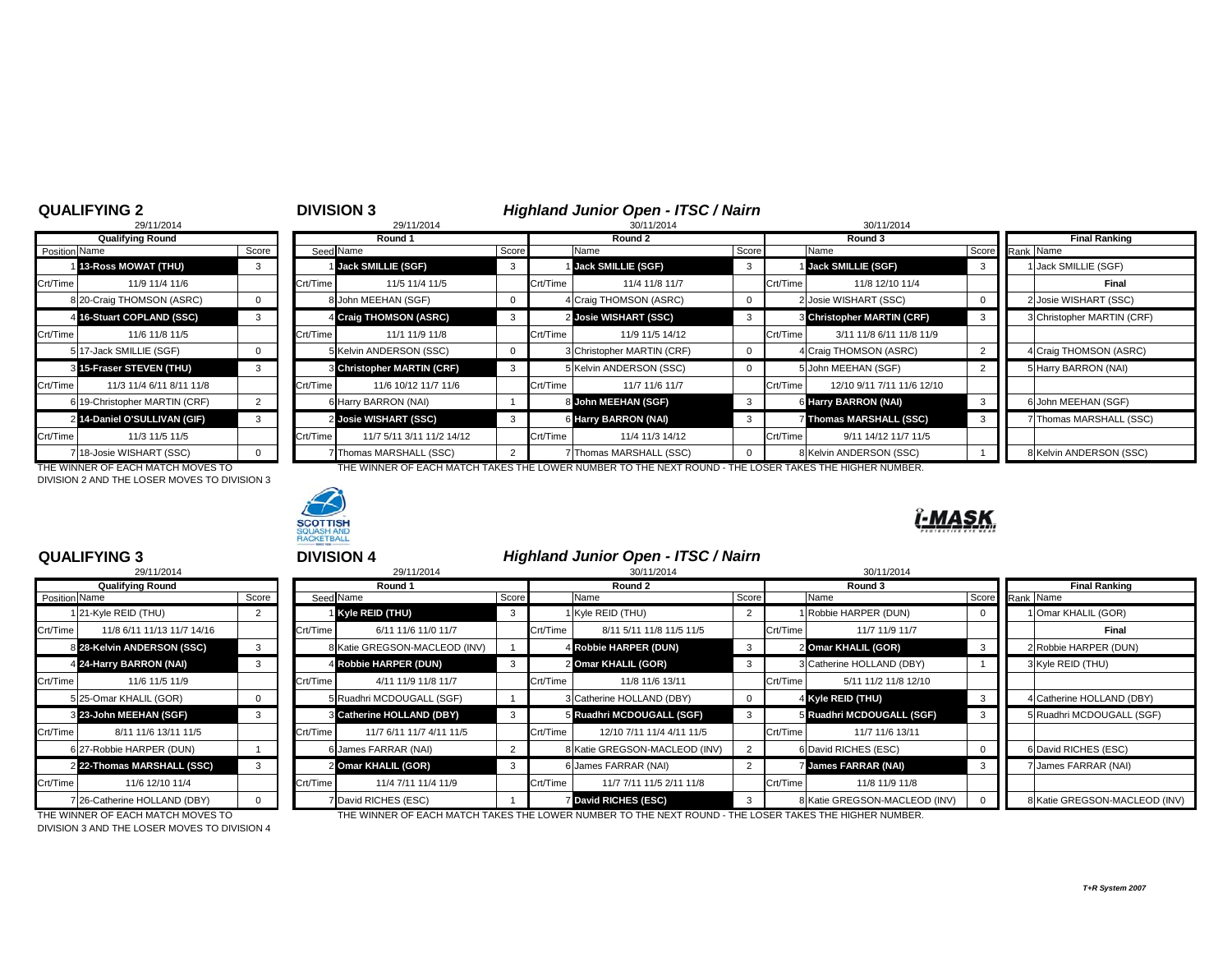## QUALIFYING 2

29/11/2014

| Position | Name | Score |
|---|---|---|
| | **Qualifying Round** | |
| 1 | **13-Ross MOWAT (THU)** | 3 |
| Crt/Time | 11/9 11/4 11/6 | |
| 8 | 20-Craig THOMSON (ASRC) | 0 |
| 4 | **16-Stuart COPLAND (SSC)** | 3 |
| Crt/Time | 11/6 11/8 11/5 | |
| 5 | 17-Jack SMILLIE (SGF) | 0 |
| 3 | **15-Fraser STEVEN (THU)** | 3 |
| Crt/Time | 11/3 11/4 6/11 8/11 11/8 | |
| 6 | 19-Christopher MARTIN (CRF) | 2 |
| 2 | **14-Daniel O'SULLIVAN (GIF)** | 3 |
| Crt/Time | 11/3 11/5 11/5 | |
| 7 | 18-Josie WISHART (SSC) | 0 |

THE WINNER OF EACH MATCH MOVES TO DIVISION 2 AND THE LOSER MOVES TO DIVISION 3

## DIVISION 3

### *Highland Junior Open - ITSC / Nairn*

| Seed | Round 1 (29/11/2014) Name | Score | | Round 2 (30/11/2014) Name | Score | | Round 3 (30/11/2014) Name | Score | Rank | Final Ranking Name |
|---|---|---|---|---|---|---|---|---|---|---|
| 1 | **Jack SMILLIE (SGF)** | 3 | 1 | **Jack SMILLIE (SGF)** | 3 | 1 | **Jack SMILLIE (SGF)** | 3 | 1 | Jack SMILLIE (SGF) |
| Crt/Time | 11/5 11/4 11/5 | | Crt/Time | 11/4 11/8 11/7 | | Crt/Time | 11/8 12/10 11/4 | | | **Final** |
| 8 | John MEEHAN (SGF) | 0 | 4 | Craig THOMSON (ASRC) | 0 | 2 | Josie WISHART (SSC) | 0 | 2 | Josie WISHART (SSC) |
| 4 | **Craig THOMSON (ASRC)** | 3 | 2 | **Josie WISHART (SSC)** | 3 | 3 | **Christopher MARTIN (CRF)** | 3 | 3 | Christopher MARTIN (CRF) |
| Crt/Time | 11/1 11/9 11/8 | | Crt/Time | 11/9 11/5 14/12 | | Crt/Time | 3/11 11/8 6/11 11/8 11/9 | | | |
| 5 | Kelvin ANDERSON (SSC) | 0 | 3 | Christopher MARTIN (CRF) | 0 | 4 | Craig THOMSON (ASRC) | 2 | 4 | Craig THOMSON (ASRC) |
| 3 | **Christopher MARTIN (CRF)** | 3 | 5 | Kelvin ANDERSON (SSC) | 0 | 5 | John MEEHAN (SGF) | 2 | 5 | Harry BARRON (NAI) |
| Crt/Time | 11/6 10/12 11/7 11/6 | | Crt/Time | 11/7 11/6 11/7 | | Crt/Time | 12/10 9/11 7/11 11/6 12/10 | | | |
| 6 | Harry BARRON (NAI) | 1 | 8 | **John MEEHAN (SGF)** | 3 | 6 | **Harry BARRON (NAI)** | 3 | 6 | John MEEHAN (SGF) |
| 2 | **Josie WISHART (SSC)** | 3 | 6 | **Harry BARRON (NAI)** | 3 | 7 | **Thomas MARSHALL (SSC)** | 3 | 7 | Thomas MARSHALL (SSC) |
| Crt/Time | 11/7 5/11 3/11 11/2 14/12 | | Crt/Time | 11/4 11/3 14/12 | | Crt/Time | 9/11 14/12 11/7 11/5 | | | |
| 7 | Thomas MARSHALL (SSC) | 2 | 7 | Thomas MARSHALL (SSC) | 0 | 8 | Kelvin ANDERSON (SSC) | 1 | 8 | Kelvin ANDERSON (SSC) |

THE WINNER OF EACH MATCH TAKES THE LOWER NUMBER TO THE NEXT ROUND - THE LOSER TAKES THE HIGHER NUMBER.

## QUALIFYING 3

29/11/2014

| Position | Name | Score |
|---|---|---|
| | **Qualifying Round** | |
| 1 | 21-Kyle REID (THU) | 2 |
| Crt/Time | 11/8 6/11 11/13 11/7 14/16 | |
| 8 | **28-Kelvin ANDERSON (SSC)** | 3 |
| 4 | **24-Harry BARRON (NAI)** | 3 |
| Crt/Time | 11/6 11/5 11/9 | |
| 5 | 25-Omar KHALIL (GOR) | 0 |
| 3 | **23-John MEEHAN (SGF)** | 3 |
| Crt/Time | 8/11 11/6 13/11 11/5 | |
| 6 | 27-Robbie HARPER (DUN) | 1 |
| 2 | **22-Thomas MARSHALL (SSC)** | 3 |
| Crt/Time | 11/6 12/10 11/4 | |
| 7 | 26-Catherine HOLLAND (DBY) | 0 |

THE WINNER OF EACH MATCH MOVES TO DIVISION 3 AND THE LOSER MOVES TO DIVISION 4

## DIVISION 4

### *Highland Junior Open - ITSC / Nairn*

| Seed | Round 1 (29/11/2014) Name | Score | | Round 2 (30/11/2014) Name | Score | | Round 3 (30/11/2014) Name | Score | Rank | Final Ranking Name |
|---|---|---|---|---|---|---|---|---|---|---|
| 1 | **Kyle REID (THU)** | 3 | 1 | Kyle REID (THU) | 2 | 1 | Robbie HARPER (DUN) | 0 | 1 | Omar KHALIL (GOR) |
| Crt/Time | 6/11 11/6 11/0 11/7 | | Crt/Time | 8/11 5/11 11/8 11/5 11/5 | | Crt/Time | 11/7 11/9 11/7 | | | **Final** |
| 8 | Katie GREGSON-MACLEOD (INV) | 1 | 4 | **Robbie HARPER (DUN)** | 3 | 2 | **Omar KHALIL (GOR)** | 3 | 2 | Robbie HARPER (DUN) |
| 4 | **Robbie HARPER (DUN)** | 3 | 2 | **Omar KHALIL (GOR)** | 3 | 3 | Catherine HOLLAND (DBY) | 1 | 3 | Kyle REID (THU) |
| Crt/Time | 4/11 11/9 11/8 11/7 | | Crt/Time | 11/8 11/6 13/11 | | Crt/Time | 5/11 11/2 11/8 12/10 | | | |
| 5 | Ruadhri MCDOUGALL (SGF) | 1 | 3 | Catherine HOLLAND (DBY) | 0 | 4 | **Kyle REID (THU)** | 3 | 4 | Catherine HOLLAND (DBY) |
| 3 | **Catherine HOLLAND (DBY)** | 3 | 5 | **Ruadhri MCDOUGALL (SGF)** | 3 | 5 | **Ruadhri MCDOUGALL (SGF)** | 3 | 5 | Ruadhri MCDOUGALL (SGF) |
| Crt/Time | 11/7 6/11 11/7 4/11 11/5 | | Crt/Time | 12/10 7/11 11/4 4/11 11/5 | | Crt/Time | 11/7 11/6 13/11 | | | |
| 6 | James FARRAR (NAI) | 2 | 8 | Katie GREGSON-MACLEOD (INV) | 2 | 6 | David RICHES (ESC) | 0 | 6 | David RICHES (ESC) |
| 2 | **Omar KHALIL (GOR)** | 3 | 6 | James FARRAR (NAI) | 2 | 7 | **James FARRAR (NAI)** | 3 | 7 | James FARRAR (NAI) |
| Crt/Time | 11/4 7/11 11/4 11/9 | | Crt/Time | 11/7 7/11 11/5 2/11 11/8 | | Crt/Time | 11/8 11/9 11/8 | | | |
| 7 | David RICHES (ESC) | 1 | 7 | **David RICHES (ESC)** | 3 | 8 | Katie GREGSON-MACLEOD (INV) | 0 | 8 | Katie GREGSON-MACLEOD (INV) |

THE WINNER OF EACH MATCH TAKES THE LOWER NUMBER TO THE NEXT ROUND - THE LOSER TAKES THE HIGHER NUMBER.

*T+R System 2007*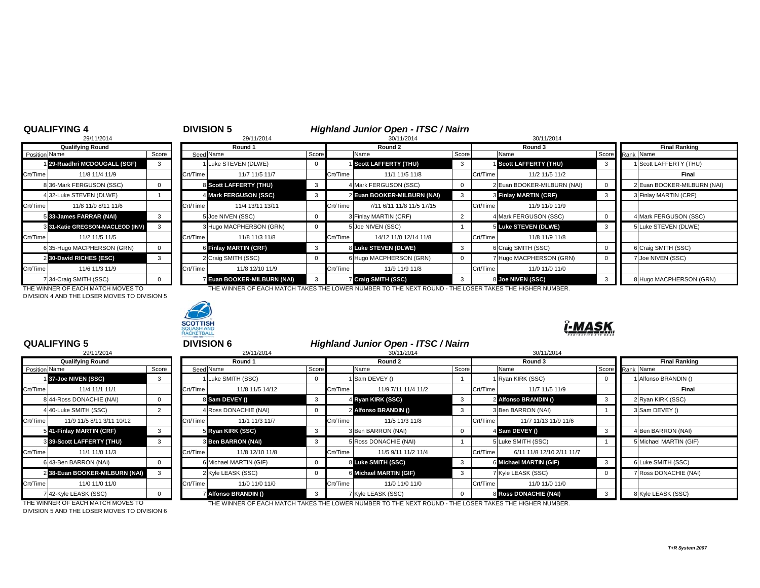## QUALIFYING 4

29/11/2014

| Position | Name | Score |
|---|---|---|
| | **Qualifying Round** | |
| 1 | **29-Ruadhri MCDOUGALL (SGF)** | 3 |
| Crt/Time | 11/8 11/4 11/9 | |
| 8 | 36-Mark FERGUSON (SSC) | 0 |
| 4 | 32-Luke STEVEN (DLWE) | 1 |
| Crt/Time | 11/8 11/9 8/11 11/6 | |
| 5 | **33-James FARRAR (NAI)** | 3 |
| 3 | **31-Katie GREGSON-MACLEOD (INV)** | 3 |
| Crt/Time | 11/2 11/5 11/5 | |
| 6 | 35-Hugo MACPHERSON (GRN) | 0 |
| 2 | **30-David RICHES (ESC)** | 3 |
| Crt/Time | 11/6 11/3 11/9 | |
| 7 | 34-Craig SMITH (SSC) | 0 |

THE WINNER OF EACH MATCH MOVES TO DIVISION 4 AND THE LOSER MOVES TO DIVISION 5

## DIVISION 5

### *Highland Junior Open - ITSC / Nairn*

| Seed | Round 1 (29/11/2014) | Score | | Round 2 (30/11/2014) | Score | | Round 3 (30/11/2014) | Score |
|---|---|---|---|---|---|---|---|---|
| 1 | Luke STEVEN (DLWE) | 0 | 1 | **Scott LAFFERTY (THU)** | 3 | 1 | **Scott LAFFERTY (THU)** | 3 |
| Crt/Time | 11/7 11/5 11/7 | | Crt/Time | 11/1 11/5 11/8 | | Crt/Time | 11/2 11/5 11/2 | |
| 8 | **Scott LAFFERTY (THU)** | 3 | 4 | Mark FERGUSON (SSC) | 0 | 2 | Euan BOOKER-MILBURN (NAI) | 0 |
| 4 | **Mark FERGUSON (SSC)** | 3 | 2 | **Euan BOOKER-MILBURN (NAI)** | 3 | 3 | **Finlay MARTIN (CRF)** | 3 |
| Crt/Time | 11/4 13/11 13/11 | | Crt/Time | 7/11 6/11 11/8 11/5 17/15 | | Crt/Time | 11/9 11/9 11/9 | |
| 5 | Joe NIVEN (SSC) | 0 | 3 | Finlay MARTIN (CRF) | 2 | 4 | Mark FERGUSON (SSC) | 0 |
| 3 | Hugo MACPHERSON (GRN) | 0 | 5 | Joe NIVEN (SSC) | 1 | 5 | **Luke STEVEN (DLWE)** | 3 |
| Crt/Time | 11/8 11/3 11/8 | | Crt/Time | 14/12 11/0 12/14 11/8 | | Crt/Time | 11/8 11/9 11/8 | |
| 6 | **Finlay MARTIN (CRF)** | 3 | 8 | **Luke STEVEN (DLWE)** | 3 | 6 | Craig SMITH (SSC) | 0 |
| 2 | Craig SMITH (SSC) | 0 | 6 | Hugo MACPHERSON (GRN) | 0 | 7 | Hugo MACPHERSON (GRN) | 0 |
| Crt/Time | 11/8 12/10 11/9 | | Crt/Time | 11/9 11/9 11/8 | | Crt/Time | 11/0 11/0 11/0 | |
| 7 | **Euan BOOKER-MILBURN (NAI)** | 3 | 7 | **Craig SMITH (SSC)** | 3 | 8 | **Joe NIVEN (SSC)** | 3 |

| Rank | Final Ranking |
|---|---|
| 1 | Scott LAFFERTY (THU) |
| | **Final** |
| 2 | Euan BOOKER-MILBURN (NAI) |
| 3 | Finlay MARTIN (CRF) |
| 4 | Mark FERGUSON (SSC) |
| 5 | Luke STEVEN (DLWE) |
| 6 | Craig SMITH (SSC) |
| 7 | Joe NIVEN (SSC) |
| 8 | Hugo MACPHERSON (GRN) |

THE WINNER OF EACH MATCH TAKES THE LOWER NUMBER TO THE NEXT ROUND - THE LOSER TAKES THE HIGHER NUMBER.

## QUALIFYING 5

29/11/2014

| Position | Name | Score |
|---|---|---|
| | **Qualifying Round** | |
| 1 | **37-Joe NIVEN (SSC)** | 3 |
| Crt/Time | 11/4 11/1 11/1 | |
| 8 | 44-Ross DONACHIE (NAI) | 0 |
| 4 | 40-Luke SMITH (SSC) | 2 |
| Crt/Time | 11/9 11/5 8/11 3/11 10/12 | |
| 5 | **41-Finlay MARTIN (CRF)** | 3 |
| 3 | **39-Scott LAFFERTY (THU)** | 3 |
| Crt/Time | 11/1 11/0 11/3 | |
| 6 | 43-Ben BARRON (NAI) | 0 |
| 2 | **38-Euan BOOKER-MILBURN (NAI)** | 3 |
| Crt/Time | 11/0 11/0 11/0 | |
| 7 | 42-Kyle LEASK (SSC) | 0 |

THE WINNER OF EACH MATCH MOVES TO DIVISION 5 AND THE LOSER MOVES TO DIVISION 6

## DIVISION 6

### *Highland Junior Open - ITSC / Nairn*

| Seed | Round 1 (29/11/2014) | Score | | Round 2 (30/11/2014) | Score | | Round 3 (30/11/2014) | Score |
|---|---|---|---|---|---|---|---|---|
| 1 | Luke SMITH (SSC) | 0 | 1 | Sam DEVEY () | 1 | 1 | Ryan KIRK (SSC) | 0 |
| Crt/Time | 11/8 11/5 14/12 | | Crt/Time | 11/9 7/11 11/4 11/2 | | Crt/Time | 11/7 11/5 11/9 | |
| 8 | **Sam DEVEY ()** | 3 | 4 | **Ryan KIRK (SSC)** | 3 | 2 | **Alfonso BRANDIN ()** | 3 |
| 4 | Ross DONACHIE (NAI) | 0 | 2 | **Alfonso BRANDIN ()** | 3 | 3 | Ben BARRON (NAI) | 1 |
| Crt/Time | 11/1 11/3 11/7 | | Crt/Time | 11/5 11/3 11/8 | | Crt/Time | 11/7 11/13 11/9 11/6 | |
| 5 | **Ryan KIRK (SSC)** | 3 | 3 | Ben BARRON (NAI) | 0 | 4 | **Sam DEVEY ()** | 3 |
| 3 | **Ben BARRON (NAI)** | 3 | 5 | Ross DONACHIE (NAI) | 1 | 5 | Luke SMITH (SSC) | 1 |
| Crt/Time | 11/8 12/10 11/8 | | Crt/Time | 11/5 9/11 11/2 11/4 | | Crt/Time | 6/11 11/8 12/10 2/11 11/7 | |
| 6 | Michael MARTIN (GIF) | 0 | 8 | **Luke SMITH (SSC)** | 3 | 6 | **Michael MARTIN (GIF)** | 3 |
| 2 | Kyle LEASK (SSC) | 0 | 6 | **Michael MARTIN (GIF)** | 3 | 7 | Kyle LEASK (SSC) | 0 |
| Crt/Time | 11/0 11/0 11/0 | | Crt/Time | 11/0 11/0 11/0 | | Crt/Time | 11/0 11/0 11/0 | |
| 7 | **Alfonso BRANDIN ()** | 3 | 7 | Kyle LEASK (SSC) | 0 | 8 | **Ross DONACHIE (NAI)** | 3 |

| Rank | Final Ranking |
|---|---|
| 1 | Alfonso BRANDIN () |
| | **Final** |
| 2 | Ryan KIRK (SSC) |
| 3 | Sam DEVEY () |
| 4 | Ben BARRON (NAI) |
| 5 | Michael MARTIN (GIF) |
| 6 | Luke SMITH (SSC) |
| 7 | Ross DONACHIE (NAI) |
| 8 | Kyle LEASK (SSC) |

THE WINNER OF EACH MATCH TAKES THE LOWER NUMBER TO THE NEXT ROUND - THE LOSER TAKES THE HIGHER NUMBER.

*T+R System 2007*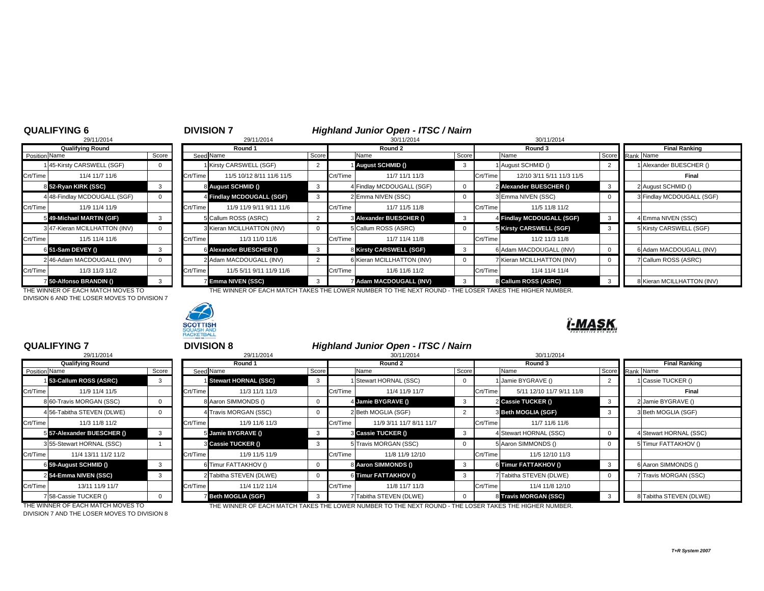## QUALIFYING 6

29/11/2014

| Position | Name | Score |
|---|---|---|
| **Qualifying Round** | | |
| 1 | 45-Kirsty CARSWELL (SGF) | 0 |
| Crt/Time | 11/4 11/7 11/6 | |
| 8 | **52-Ryan KIRK (SSC)** | 3 |
| 4 | 48-Findlay MCDOUGALL (SGF) | 0 |
| Crt/Time | 11/9 11/4 11/9 | |
| 5 | **49-Michael MARTIN (GIF)** | 3 |
| 3 | 47-Kieran MCILLHATTON (INV) | 0 |
| Crt/Time | 11/5 11/4 11/6 | |
| 6 | **51-Sam DEVEY ()** | 3 |
| 2 | 46-Adam MACDOUGALL (INV) | 0 |
| Crt/Time | 11/3 11/3 11/2 | |
| 7 | **50-Alfonso BRANDIN ()** | 3 |

THE WINNER OF EACH MATCH MOVES TO DIVISION 6 AND THE LOSER MOVES TO DIVISION 7

## DIVISION 7

### *Highland Junior Open - ITSC / Nairn*

| Seed | Round 1 (29/11/2014) Name | Score | | Round 2 (30/11/2014) Name | Score | | Round 3 (30/11/2014) Name | Score |
|---|---|---|---|---|---|---|---|---|
| 1 | Kirsty CARSWELL (SGF) | 2 | 1 | **August SCHMID ()** | 3 | 1 | August SCHMID () | 2 |
| Crt/Time | 11/5 10/12 8/11 11/6 11/5 | | Crt/Time | 11/7 11/1 11/3 | | Crt/Time | 12/10 3/11 5/11 11/3 11/5 | |
| 8 | **August SCHMID ()** | 3 | 4 | Findlay MCDOUGALL (SGF) | 0 | 2 | **Alexander BUESCHER ()** | 3 |
| 4 | **Findlay MCDOUGALL (SGF)** | 3 | 2 | Emma NIVEN (SSC) | 0 | 3 | Emma NIVEN (SSC) | 0 |
| Crt/Time | 11/9 11/9 9/11 9/11 11/6 | | Crt/Time | 11/7 11/5 11/8 | | Crt/Time | 11/5 11/8 11/2 | |
| 5 | Callum ROSS (ASRC) | 2 | 3 | **Alexander BUESCHER ()** | 3 | 4 | **Findlay MCDOUGALL (SGF)** | 3 |
| 3 | Kieran MCILLHATTON (INV) | 0 | 5 | Callum ROSS (ASRC) | 0 | 5 | **Kirsty CARSWELL (SGF)** | 3 |
| Crt/Time | 11/3 11/0 11/6 | | Crt/Time | 11/7 11/4 11/8 | | Crt/Time | 11/2 11/3 11/8 | |
| 6 | **Alexander BUESCHER ()** | 3 | 8 | **Kirsty CARSWELL (SGF)** | 3 | 6 | Adam MACDOUGALL (INV) | 0 |
| 2 | Adam MACDOUGALL (INV) | 2 | 6 | Kieran MCILLHATTON (INV) | 0 | 7 | Kieran MCILLHATTON (INV) | 0 |
| Crt/Time | 11/5 5/11 9/11 11/9 11/6 | | Crt/Time | 11/6 11/6 11/2 | | Crt/Time | 11/4 11/4 11/4 | |
| 7 | **Emma NIVEN (SSC)** | 3 | 7 | **Adam MACDOUGALL (INV)** | 3 | 8 | **Callum ROSS (ASRC)** | 3 |

THE WINNER OF EACH MATCH TAKES THE LOWER NUMBER TO THE NEXT ROUND - THE LOSER TAKES THE HIGHER NUMBER.

**Final Ranking**

| Rank | Name |
|---|---|
| 1 | Alexander BUESCHER () |
| | **Final** |
| 2 | August SCHMID () |
| 3 | Findlay MCDOUGALL (SGF) |
| 4 | Emma NIVEN (SSC) |
| 5 | Kirsty CARSWELL (SGF) |
| 6 | Adam MACDOUGALL (INV) |
| 7 | Callum ROSS (ASRC) |
| 8 | Kieran MCILLHATTON (INV) |

## QUALIFYING 7

29/11/2014

| Position | Name | Score |
|---|---|---|
| **Qualifying Round** | | |
| 1 | **53-Callum ROSS (ASRC)** | 3 |
| Crt/Time | 11/9 11/4 11/5 | |
| 8 | 60-Travis MORGAN (SSC) | 0 |
| 4 | 56-Tabitha STEVEN (DLWE) | 0 |
| Crt/Time | 11/3 11/8 11/2 | |
| 5 | **57-Alexander BUESCHER ()** | 3 |
| 3 | 55-Stewart HORNAL (SSC) | 1 |
| Crt/Time | 11/4 13/11 11/2 11/2 | |
| 6 | **59-August SCHMID ()** | 3 |
| 2 | **54-Emma NIVEN (SSC)** | 3 |
| Crt/Time | 13/11 11/9 11/7 | |
| 7 | 58-Cassie TUCKER () | 0 |

THE WINNER OF EACH MATCH MOVES TO DIVISION 7 AND THE LOSER MOVES TO DIVISION 8

## DIVISION 8

### *Highland Junior Open - ITSC / Nairn*

| Seed | Round 1 (29/11/2014) Name | Score | | Round 2 (30/11/2014) Name | Score | | Round 3 (30/11/2014) Name | Score |
|---|---|---|---|---|---|---|---|---|
| 1 | **Stewart HORNAL (SSC)** | 3 | 1 | Stewart HORNAL (SSC) | 0 | 1 | Jamie BYGRAVE () | 2 |
| Crt/Time | 11/3 11/1 11/3 | | Crt/Time | 11/4 11/9 11/7 | | Crt/Time | 5/11 12/10 11/7 9/11 11/8 | |
| 8 | Aaron SIMMONDS () | 0 | 4 | **Jamie BYGRAVE ()** | 3 | 2 | **Cassie TUCKER ()** | 3 |
| 4 | Travis MORGAN (SSC) | 0 | 2 | Beth MOGLIA (SGF) | 2 | 3 | **Beth MOGLIA (SGF)** | 3 |
| Crt/Time | 11/9 11/6 11/3 | | Crt/Time | 11/9 3/11 11/7 8/11 11/7 | | Crt/Time | 11/7 11/6 11/6 | |
| 5 | **Jamie BYGRAVE ()** | 3 | 3 | **Cassie TUCKER ()** | 3 | 4 | Stewart HORNAL (SSC) | 0 |
| 3 | **Cassie TUCKER ()** | 3 | 5 | Travis MORGAN (SSC) | 0 | 5 | Aaron SIMMONDS () | 0 |
| Crt/Time | 11/9 11/5 11/9 | | Crt/Time | 11/8 11/9 12/10 | | Crt/Time | 11/5 12/10 11/3 | |
| 6 | Timur FATTAKHOV () | 0 | 8 | **Aaron SIMMONDS ()** | 3 | 6 | **Timur FATTAKHOV ()** | 3 |
| 2 | Tabitha STEVEN (DLWE) | 0 | 6 | **Timur FATTAKHOV ()** | 3 | 7 | Tabitha STEVEN (DLWE) | 0 |
| Crt/Time | 11/4 11/2 11/4 | | Crt/Time | 11/8 11/7 11/3 | | Crt/Time | 11/4 11/8 12/10 | |
| 7 | **Beth MOGLIA (SGF)** | 3 | 7 | Tabitha STEVEN (DLWE) | 0 | 8 | **Travis MORGAN (SSC)** | 3 |

THE WINNER OF EACH MATCH TAKES THE LOWER NUMBER TO THE NEXT ROUND - THE LOSER TAKES THE HIGHER NUMBER.

**Final Ranking**

| Rank | Name |
|---|---|
| 1 | Cassie TUCKER () |
| | **Final** |
| 2 | Jamie BYGRAVE () |
| 3 | Beth MOGLIA (SGF) |
| 4 | Stewart HORNAL (SSC) |
| 5 | Timur FATTAKHOV () |
| 6 | Aaron SIMMONDS () |
| 7 | Travis MORGAN (SSC) |
| 8 | Tabitha STEVEN (DLWE) |

*T+R System 2007*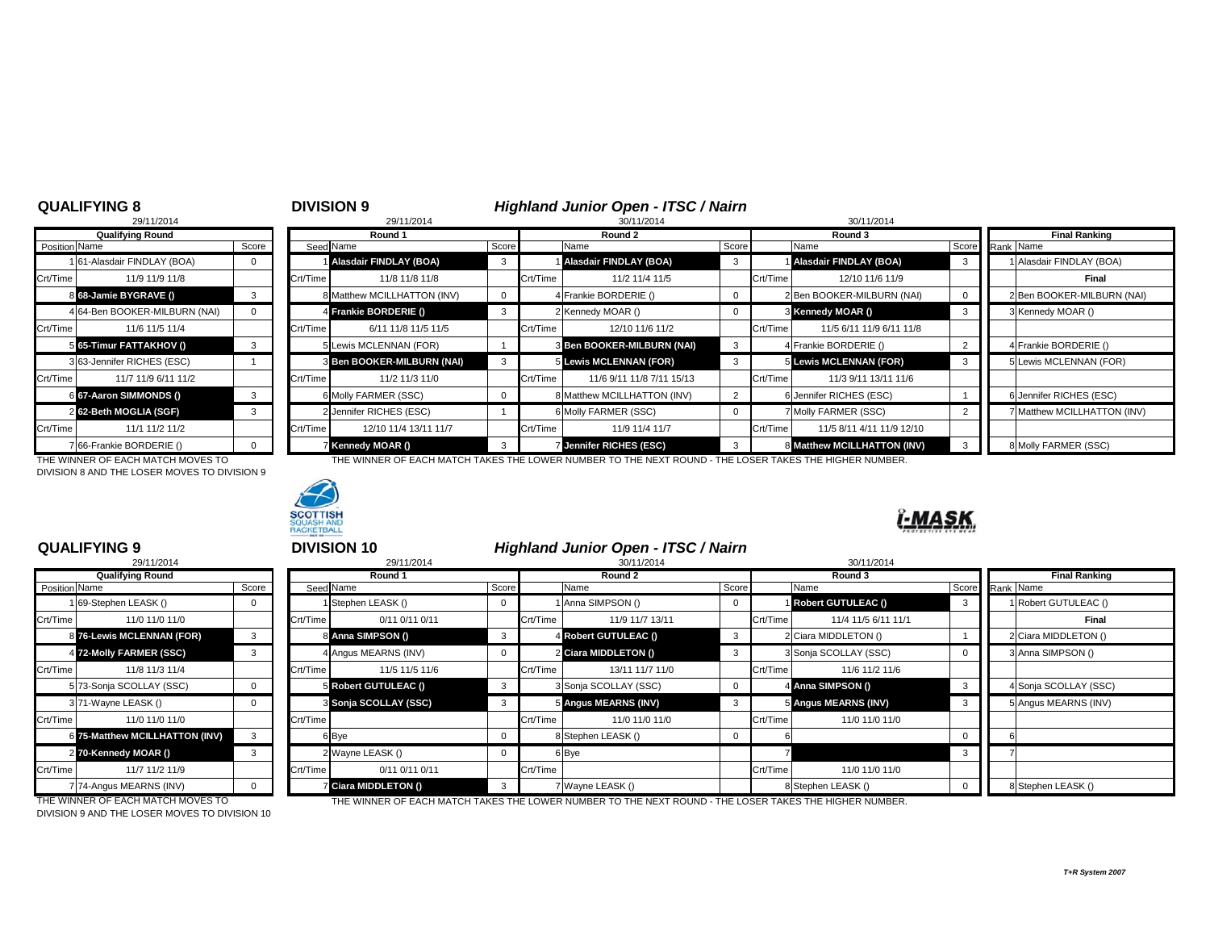## QUALIFYING 8

29/11/2014

| Qualifying Round | | |
|---|---|---|
| Position | Name | Score |
| 1 | 61-Alasdair FINDLAY (BOA) | 0 |
| Crt/Time | 11/9 11/9 11/8 | |
| 8 | **68-Jamie BYGRAVE ()** | 3 |
| 4 | 64-Ben BOOKER-MILBURN (NAI) | 0 |
| Crt/Time | 11/6 11/5 11/4 | |
| 5 | **65-Timur FATTAKHOV ()** | 3 |
| 3 | 63-Jennifer RICHES (ESC) | 1 |
| Crt/Time | 11/7 11/9 6/11 11/2 | |
| 6 | **67-Aaron SIMMONDS ()** | 3 |
| 2 | **62-Beth MOGLIA (SGF)** | 3 |
| Crt/Time | 11/1 11/2 11/2 | |
| 7 | 66-Frankie BORDERIE () | 0 |

THE WINNER OF EACH MATCH MOVES TO DIVISION 8 AND THE LOSER MOVES TO DIVISION 9

## DIVISION 9

### *Highland Junior Open - ITSC / Nairn*

| Round 1 (29/11/2014) | | | Round 2 (30/11/2014) | | | Round 3 (30/11/2014) | | | Final Ranking | |
|---|---|---|---|---|---|---|---|---|---|---|
| Seed | Name | Score | | Name | Score | | Name | Score | Rank | Name |
| 1 | **Alasdair FINDLAY (BOA)** | 3 | 1 | **Alasdair FINDLAY (BOA)** | 3 | 1 | **Alasdair FINDLAY (BOA)** | 3 | 1 | Alasdair FINDLAY (BOA) |
| Crt/Time | 11/8 11/8 11/8 | | Crt/Time | 11/2 11/4 11/5 | | Crt/Time | 12/10 11/6 11/9 | | | **Final** |
| 8 | Matthew MCILLHATTON (INV) | 0 | 4 | Frankie BORDERIE () | 0 | 2 | Ben BOOKER-MILBURN (NAI) | 0 | 2 | Ben BOOKER-MILBURN (NAI) |
| 4 | **Frankie BORDERIE ()** | 3 | 2 | Kennedy MOAR () | 0 | 3 | **Kennedy MOAR ()** | 3 | 3 | Kennedy MOAR () |
| Crt/Time | 6/11 11/8 11/5 11/5 | | Crt/Time | 12/10 11/6 11/2 | | Crt/Time | 11/5 6/11 11/9 6/11 11/8 | | | |
| 5 | Lewis MCLENNAN (FOR) | 1 | 3 | **Ben BOOKER-MILBURN (NAI)** | 3 | 4 | Frankie BORDERIE () | 2 | 4 | Frankie BORDERIE () |
| 3 | **Ben BOOKER-MILBURN (NAI)** | 3 | 5 | **Lewis MCLENNAN (FOR)** | 3 | 5 | **Lewis MCLENNAN (FOR)** | 3 | 5 | Lewis MCLENNAN (FOR) |
| Crt/Time | 11/2 11/3 11/0 | | Crt/Time | 11/6 9/11 11/8 7/11 15/13 | | Crt/Time | 11/3 9/11 13/11 11/6 | | | |
| 6 | Molly FARMER (SSC) | 0 | 8 | Matthew MCILLHATTON (INV) | 2 | 6 | Jennifer RICHES (ESC) | 1 | 6 | Jennifer RICHES (ESC) |
| 2 | Jennifer RICHES (ESC) | 1 | 6 | Molly FARMER (SSC) | 0 | 7 | Molly FARMER (SSC) | 2 | 7 | Matthew MCILLHATTON (INV) |
| Crt/Time | 12/10 11/4 13/11 11/7 | | Crt/Time | 11/9 11/4 11/7 | | Crt/Time | 11/5 8/11 4/11 11/9 12/10 | | | |
| 7 | **Kennedy MOAR ()** | 3 | 7 | **Jennifer RICHES (ESC)** | 3 | 8 | **Matthew MCILLHATTON (INV)** | 3 | 8 | Molly FARMER (SSC) |

THE WINNER OF EACH MATCH TAKES THE LOWER NUMBER TO THE NEXT ROUND - THE LOSER TAKES THE HIGHER NUMBER.

## QUALIFYING 9

29/11/2014

| Qualifying Round | | |
|---|---|---|
| Position | Name | Score |
| 1 | 69-Stephen LEASK () | 0 |
| Crt/Time | 11/0 11/0 11/0 | |
| 8 | **76-Lewis MCLENNAN (FOR)** | 3 |
| 4 | **72-Molly FARMER (SSC)** | 3 |
| Crt/Time | 11/8 11/3 11/4 | |
| 5 | 73-Sonja SCOLLAY (SSC) | 0 |
| 3 | 71-Wayne LEASK () | 0 |
| Crt/Time | 11/0 11/0 11/0 | |
| 6 | **75-Matthew MCILLHATTON (INV)** | 3 |
| 2 | **70-Kennedy MOAR ()** | 3 |
| Crt/Time | 11/7 11/2 11/9 | |
| 7 | 74-Angus MEARNS (INV) | 0 |

THE WINNER OF EACH MATCH MOVES TO DIVISION 9 AND THE LOSER MOVES TO DIVISION 10

## DIVISION 10

### *Highland Junior Open - ITSC / Nairn*

| Round 1 (29/11/2014) | | | Round 2 (30/11/2014) | | | Round 3 (30/11/2014) | | | Final Ranking | |
|---|---|---|---|---|---|---|---|---|---|---|
| Seed | Name | Score | | Name | Score | | Name | Score | Rank | Name |
| 1 | Stephen LEASK () | 0 | 1 | Anna SIMPSON () | 0 | 1 | **Robert GUTULEAC ()** | 3 | 1 | Robert GUTULEAC () |
| Crt/Time | 0/11 0/11 0/11 | | Crt/Time | 11/9 11/7 13/11 | | Crt/Time | 11/4 11/5 6/11 11/1 | | | **Final** |
| 8 | **Anna SIMPSON ()** | 3 | 4 | **Robert GUTULEAC ()** | 3 | 2 | Ciara MIDDLETON () | 1 | 2 | Ciara MIDDLETON () |
| 4 | Angus MEARNS (INV) | 0 | 2 | **Ciara MIDDLETON ()** | 3 | 3 | Sonja SCOLLAY (SSC) | 0 | 3 | Anna SIMPSON () |
| Crt/Time | 11/5 11/5 11/6 | | Crt/Time | 13/11 11/7 11/0 | | Crt/Time | 11/6 11/2 11/6 | | | |
| 5 | **Robert GUTULEAC ()** | 3 | 3 | Sonja SCOLLAY (SSC) | 0 | 4 | **Anna SIMPSON ()** | 3 | 4 | Sonja SCOLLAY (SSC) |
| 3 | **Sonja SCOLLAY (SSC)** | 3 | 5 | **Angus MEARNS (INV)** | 3 | 5 | **Angus MEARNS (INV)** | 3 | 5 | Angus MEARNS (INV) |
| Crt/Time | | | Crt/Time | 11/0 11/0 11/0 | | Crt/Time | 11/0 11/0 11/0 | | | |
| 6 | Bye | 0 | 8 | Stephen LEASK () | 0 | 6 | | 0 | 6 | |
| 2 | Wayne LEASK () | 0 | 6 | Bye | | 7 | | 3 | 7 | |
| Crt/Time | 0/11 0/11 0/11 | | Crt/Time | | | Crt/Time | 11/0 11/0 11/0 | | | |
| 7 | **Ciara MIDDLETON ()** | 3 | 7 | Wayne LEASK () | | 8 | Stephen LEASK () | 0 | 8 | Stephen LEASK () |

THE WINNER OF EACH MATCH TAKES THE LOWER NUMBER TO THE NEXT ROUND - THE LOSER TAKES THE HIGHER NUMBER.

*T+R System 2007*